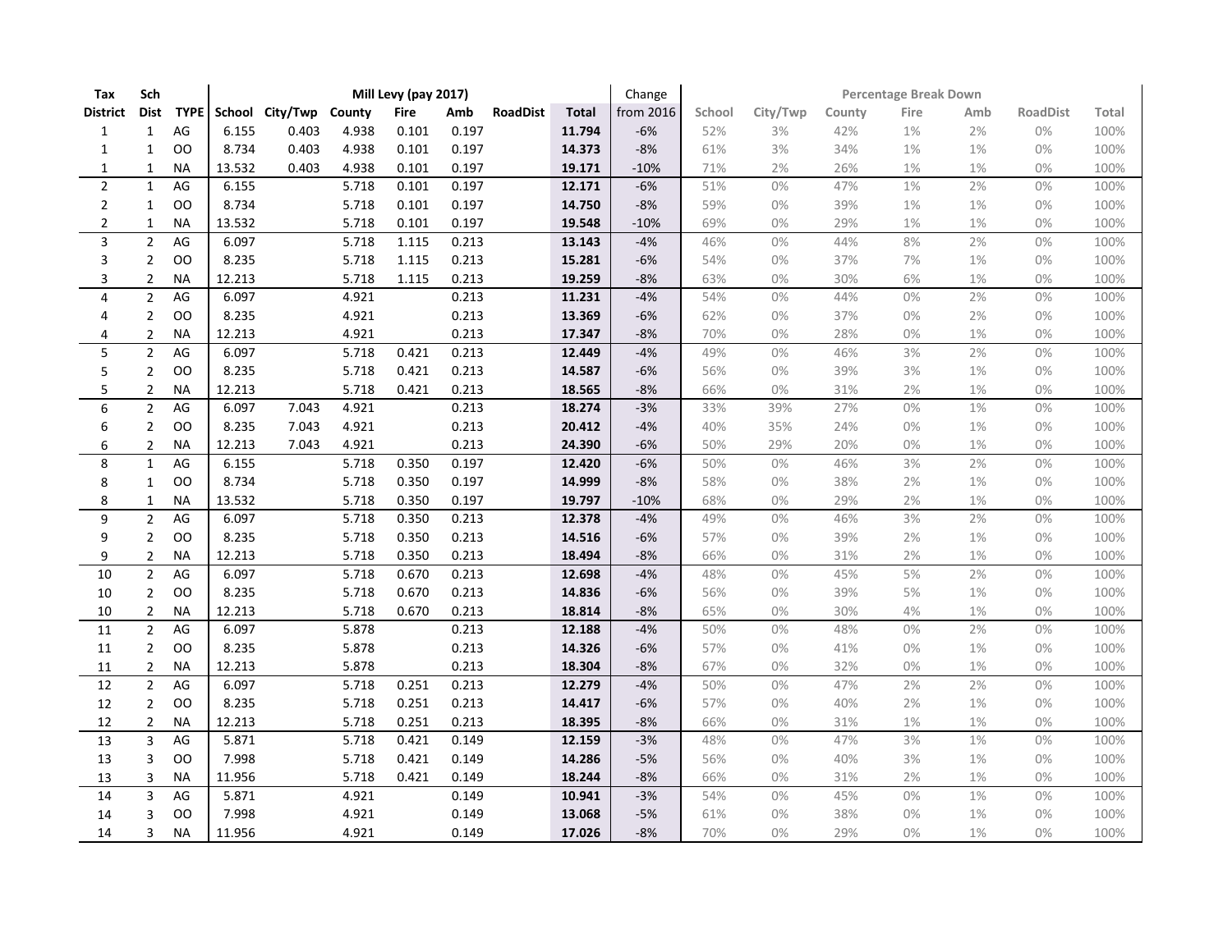| Tax | Sch | | Mill Levy (pay 2017) | | | | | | | Change | Percentage Break Down | | | | | | |
|---|---|---|---|---|---|---|---|---|---|---|---|---|---|---|---|---|---|
| District | Dist | TYPE | School | City/Twp | County | Fire | Amb | RoadDist | Total | from 2016 | School | City/Twp | County | Fire | Amb | RoadDist | Total |
| 1 | 1 | AG | 6.155 | 0.403 | 4.938 | 0.101 | 0.197 | | **11.794** | -6% | 52% | 3% | 42% | 1% | 2% | 0% | 100% |
| 1 | 1 | OO | 8.734 | 0.403 | 4.938 | 0.101 | 0.197 | | **14.373** | -8% | 61% | 3% | 34% | 1% | 1% | 0% | 100% |
| 1 | 1 | NA | 13.532 | 0.403 | 4.938 | 0.101 | 0.197 | | **19.171** | -10% | 71% | 2% | 26% | 1% | 1% | 0% | 100% |
| 2 | 1 | AG | 6.155 | | 5.718 | 0.101 | 0.197 | | **12.171** | -6% | 51% | 0% | 47% | 1% | 2% | 0% | 100% |
| 2 | 1 | OO | 8.734 | | 5.718 | 0.101 | 0.197 | | **14.750** | -8% | 59% | 0% | 39% | 1% | 1% | 0% | 100% |
| 2 | 1 | NA | 13.532 | | 5.718 | 0.101 | 0.197 | | **19.548** | -10% | 69% | 0% | 29% | 1% | 1% | 0% | 100% |
| 3 | 2 | AG | 6.097 | | 5.718 | 1.115 | 0.213 | | **13.143** | -4% | 46% | 0% | 44% | 8% | 2% | 0% | 100% |
| 3 | 2 | OO | 8.235 | | 5.718 | 1.115 | 0.213 | | **15.281** | -6% | 54% | 0% | 37% | 7% | 1% | 0% | 100% |
| 3 | 2 | NA | 12.213 | | 5.718 | 1.115 | 0.213 | | **19.259** | -8% | 63% | 0% | 30% | 6% | 1% | 0% | 100% |
| 4 | 2 | AG | 6.097 | | 4.921 | | 0.213 | | **11.231** | -4% | 54% | 0% | 44% | 0% | 2% | 0% | 100% |
| 4 | 2 | OO | 8.235 | | 4.921 | | 0.213 | | **13.369** | -6% | 62% | 0% | 37% | 0% | 2% | 0% | 100% |
| 4 | 2 | NA | 12.213 | | 4.921 | | 0.213 | | **17.347** | -8% | 70% | 0% | 28% | 0% | 1% | 0% | 100% |
| 5 | 2 | AG | 6.097 | | 5.718 | 0.421 | 0.213 | | **12.449** | -4% | 49% | 0% | 46% | 3% | 2% | 0% | 100% |
| 5 | 2 | OO | 8.235 | | 5.718 | 0.421 | 0.213 | | **14.587** | -6% | 56% | 0% | 39% | 3% | 1% | 0% | 100% |
| 5 | 2 | NA | 12.213 | | 5.718 | 0.421 | 0.213 | | **18.565** | -8% | 66% | 0% | 31% | 2% | 1% | 0% | 100% |
| 6 | 2 | AG | 6.097 | 7.043 | 4.921 | | 0.213 | | **18.274** | -3% | 33% | 39% | 27% | 0% | 1% | 0% | 100% |
| 6 | 2 | OO | 8.235 | 7.043 | 4.921 | | 0.213 | | **20.412** | -4% | 40% | 35% | 24% | 0% | 1% | 0% | 100% |
| 6 | 2 | NA | 12.213 | 7.043 | 4.921 | | 0.213 | | **24.390** | -6% | 50% | 29% | 20% | 0% | 1% | 0% | 100% |
| 8 | 1 | AG | 6.155 | | 5.718 | 0.350 | 0.197 | | **12.420** | -6% | 50% | 0% | 46% | 3% | 2% | 0% | 100% |
| 8 | 1 | OO | 8.734 | | 5.718 | 0.350 | 0.197 | | **14.999** | -8% | 58% | 0% | 38% | 2% | 1% | 0% | 100% |
| 8 | 1 | NA | 13.532 | | 5.718 | 0.350 | 0.197 | | **19.797** | -10% | 68% | 0% | 29% | 2% | 1% | 0% | 100% |
| 9 | 2 | AG | 6.097 | | 5.718 | 0.350 | 0.213 | | **12.378** | -4% | 49% | 0% | 46% | 3% | 2% | 0% | 100% |
| 9 | 2 | OO | 8.235 | | 5.718 | 0.350 | 0.213 | | **14.516** | -6% | 57% | 0% | 39% | 2% | 1% | 0% | 100% |
| 9 | 2 | NA | 12.213 | | 5.718 | 0.350 | 0.213 | | **18.494** | -8% | 66% | 0% | 31% | 2% | 1% | 0% | 100% |
| 10 | 2 | AG | 6.097 | | 5.718 | 0.670 | 0.213 | | **12.698** | -4% | 48% | 0% | 45% | 5% | 2% | 0% | 100% |
| 10 | 2 | OO | 8.235 | | 5.718 | 0.670 | 0.213 | | **14.836** | -6% | 56% | 0% | 39% | 5% | 1% | 0% | 100% |
| 10 | 2 | NA | 12.213 | | 5.718 | 0.670 | 0.213 | | **18.814** | -8% | 65% | 0% | 30% | 4% | 1% | 0% | 100% |
| 11 | 2 | AG | 6.097 | | 5.878 | | 0.213 | | **12.188** | -4% | 50% | 0% | 48% | 0% | 2% | 0% | 100% |
| 11 | 2 | OO | 8.235 | | 5.878 | | 0.213 | | **14.326** | -6% | 57% | 0% | 41% | 0% | 1% | 0% | 100% |
| 11 | 2 | NA | 12.213 | | 5.878 | | 0.213 | | **18.304** | -8% | 67% | 0% | 32% | 0% | 1% | 0% | 100% |
| 12 | 2 | AG | 6.097 | | 5.718 | 0.251 | 0.213 | | **12.279** | -4% | 50% | 0% | 47% | 2% | 2% | 0% | 100% |
| 12 | 2 | OO | 8.235 | | 5.718 | 0.251 | 0.213 | | **14.417** | -6% | 57% | 0% | 40% | 2% | 1% | 0% | 100% |
| 12 | 2 | NA | 12.213 | | 5.718 | 0.251 | 0.213 | | **18.395** | -8% | 66% | 0% | 31% | 1% | 1% | 0% | 100% |
| 13 | 3 | AG | 5.871 | | 5.718 | 0.421 | 0.149 | | **12.159** | -3% | 48% | 0% | 47% | 3% | 1% | 0% | 100% |
| 13 | 3 | OO | 7.998 | | 5.718 | 0.421 | 0.149 | | **14.286** | -5% | 56% | 0% | 40% | 3% | 1% | 0% | 100% |
| 13 | 3 | NA | 11.956 | | 5.718 | 0.421 | 0.149 | | **18.244** | -8% | 66% | 0% | 31% | 2% | 1% | 0% | 100% |
| 14 | 3 | AG | 5.871 | | 4.921 | | 0.149 | | **10.941** | -3% | 54% | 0% | 45% | 0% | 1% | 0% | 100% |
| 14 | 3 | OO | 7.998 | | 4.921 | | 0.149 | | **13.068** | -5% | 61% | 0% | 38% | 0% | 1% | 0% | 100% |
| 14 | 3 | NA | 11.956 | | 4.921 | | 0.149 | | **17.026** | -8% | 70% | 0% | 29% | 0% | 1% | 0% | 100% |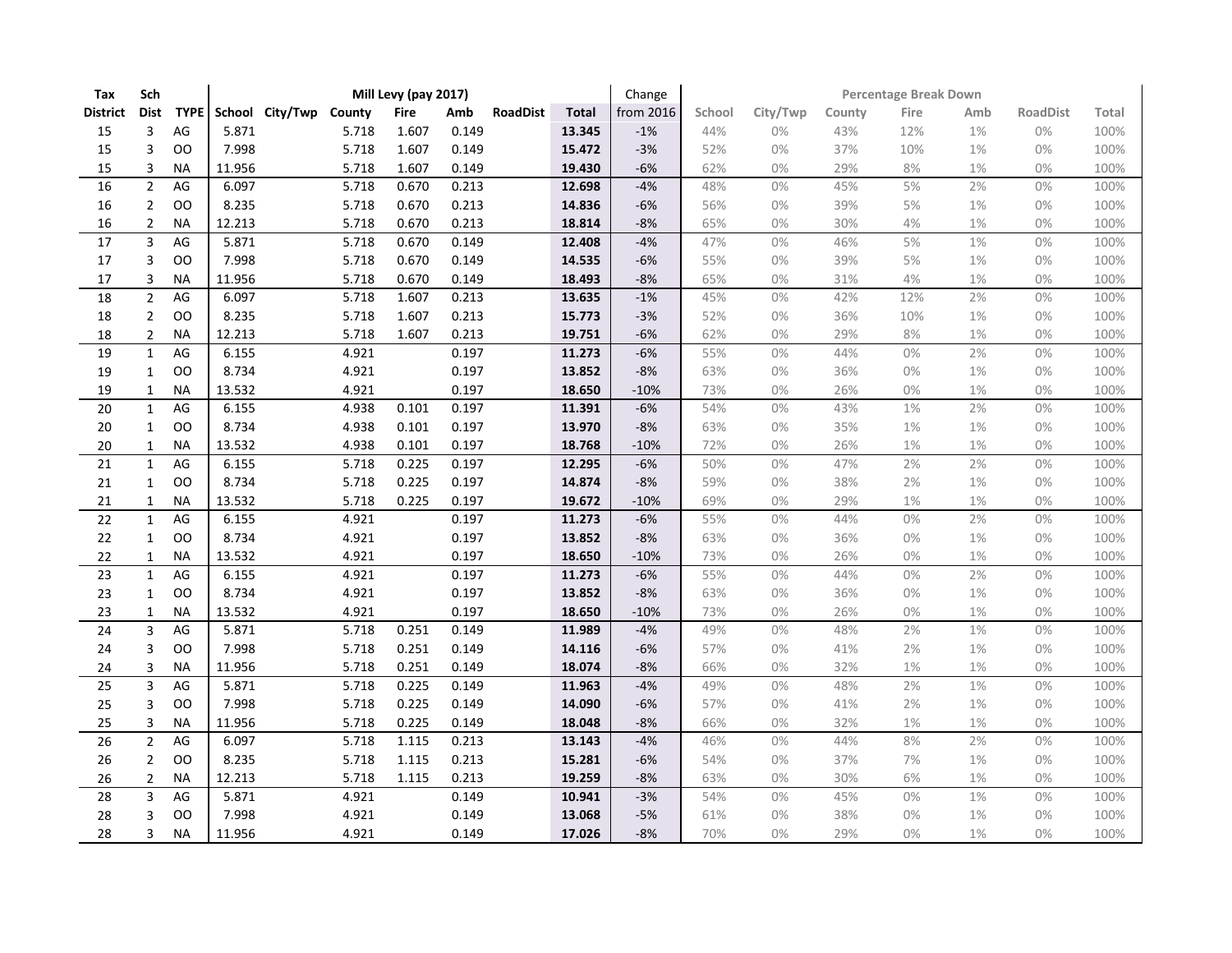| Tax | Sch | | Mill Levy (pay 2017) | | | | | | | Change | Percentage Break Down | | | | | | |
|---|---|---|---|---|---|---|---|---|---|---|---|---|---|---|---|---|---|
| District | Dist | TYPE | School | City/Twp | County | Fire | Amb | RoadDist | Total | from 2016 | School | City/Twp | County | Fire | Amb | RoadDist | Total |
| 15 | 3 | AG | 5.871 | | 5.718 | 1.607 | 0.149 | | **13.345** | -1% | 44% | 0% | 43% | 12% | 1% | 0% | 100% |
| 15 | 3 | OO | 7.998 | | 5.718 | 1.607 | 0.149 | | **15.472** | -3% | 52% | 0% | 37% | 10% | 1% | 0% | 100% |
| 15 | 3 | NA | 11.956 | | 5.718 | 1.607 | 0.149 | | **19.430** | -6% | 62% | 0% | 29% | 8% | 1% | 0% | 100% |
| 16 | 2 | AG | 6.097 | | 5.718 | 0.670 | 0.213 | | **12.698** | -4% | 48% | 0% | 45% | 5% | 2% | 0% | 100% |
| 16 | 2 | OO | 8.235 | | 5.718 | 0.670 | 0.213 | | **14.836** | -6% | 56% | 0% | 39% | 5% | 1% | 0% | 100% |
| 16 | 2 | NA | 12.213 | | 5.718 | 0.670 | 0.213 | | **18.814** | -8% | 65% | 0% | 30% | 4% | 1% | 0% | 100% |
| 17 | 3 | AG | 5.871 | | 5.718 | 0.670 | 0.149 | | **12.408** | -4% | 47% | 0% | 46% | 5% | 1% | 0% | 100% |
| 17 | 3 | OO | 7.998 | | 5.718 | 0.670 | 0.149 | | **14.535** | -6% | 55% | 0% | 39% | 5% | 1% | 0% | 100% |
| 17 | 3 | NA | 11.956 | | 5.718 | 0.670 | 0.149 | | **18.493** | -8% | 65% | 0% | 31% | 4% | 1% | 0% | 100% |
| 18 | 2 | AG | 6.097 | | 5.718 | 1.607 | 0.213 | | **13.635** | -1% | 45% | 0% | 42% | 12% | 2% | 0% | 100% |
| 18 | 2 | OO | 8.235 | | 5.718 | 1.607 | 0.213 | | **15.773** | -3% | 52% | 0% | 36% | 10% | 1% | 0% | 100% |
| 18 | 2 | NA | 12.213 | | 5.718 | 1.607 | 0.213 | | **19.751** | -6% | 62% | 0% | 29% | 8% | 1% | 0% | 100% |
| 19 | 1 | AG | 6.155 | | 4.921 | | 0.197 | | **11.273** | -6% | 55% | 0% | 44% | 0% | 2% | 0% | 100% |
| 19 | 1 | OO | 8.734 | | 4.921 | | 0.197 | | **13.852** | -8% | 63% | 0% | 36% | 0% | 1% | 0% | 100% |
| 19 | 1 | NA | 13.532 | | 4.921 | | 0.197 | | **18.650** | -10% | 73% | 0% | 26% | 0% | 1% | 0% | 100% |
| 20 | 1 | AG | 6.155 | | 4.938 | 0.101 | 0.197 | | **11.391** | -6% | 54% | 0% | 43% | 1% | 2% | 0% | 100% |
| 20 | 1 | OO | 8.734 | | 4.938 | 0.101 | 0.197 | | **13.970** | -8% | 63% | 0% | 35% | 1% | 1% | 0% | 100% |
| 20 | 1 | NA | 13.532 | | 4.938 | 0.101 | 0.197 | | **18.768** | -10% | 72% | 0% | 26% | 1% | 1% | 0% | 100% |
| 21 | 1 | AG | 6.155 | | 5.718 | 0.225 | 0.197 | | **12.295** | -6% | 50% | 0% | 47% | 2% | 2% | 0% | 100% |
| 21 | 1 | OO | 8.734 | | 5.718 | 0.225 | 0.197 | | **14.874** | -8% | 59% | 0% | 38% | 2% | 1% | 0% | 100% |
| 21 | 1 | NA | 13.532 | | 5.718 | 0.225 | 0.197 | | **19.672** | -10% | 69% | 0% | 29% | 1% | 1% | 0% | 100% |
| 22 | 1 | AG | 6.155 | | 4.921 | | 0.197 | | **11.273** | -6% | 55% | 0% | 44% | 0% | 2% | 0% | 100% |
| 22 | 1 | OO | 8.734 | | 4.921 | | 0.197 | | **13.852** | -8% | 63% | 0% | 36% | 0% | 1% | 0% | 100% |
| 22 | 1 | NA | 13.532 | | 4.921 | | 0.197 | | **18.650** | -10% | 73% | 0% | 26% | 0% | 1% | 0% | 100% |
| 23 | 1 | AG | 6.155 | | 4.921 | | 0.197 | | **11.273** | -6% | 55% | 0% | 44% | 0% | 2% | 0% | 100% |
| 23 | 1 | OO | 8.734 | | 4.921 | | 0.197 | | **13.852** | -8% | 63% | 0% | 36% | 0% | 1% | 0% | 100% |
| 23 | 1 | NA | 13.532 | | 4.921 | | 0.197 | | **18.650** | -10% | 73% | 0% | 26% | 0% | 1% | 0% | 100% |
| 24 | 3 | AG | 5.871 | | 5.718 | 0.251 | 0.149 | | **11.989** | -4% | 49% | 0% | 48% | 2% | 1% | 0% | 100% |
| 24 | 3 | OO | 7.998 | | 5.718 | 0.251 | 0.149 | | **14.116** | -6% | 57% | 0% | 41% | 2% | 1% | 0% | 100% |
| 24 | 3 | NA | 11.956 | | 5.718 | 0.251 | 0.149 | | **18.074** | -8% | 66% | 0% | 32% | 1% | 1% | 0% | 100% |
| 25 | 3 | AG | 5.871 | | 5.718 | 0.225 | 0.149 | | **11.963** | -4% | 49% | 0% | 48% | 2% | 1% | 0% | 100% |
| 25 | 3 | OO | 7.998 | | 5.718 | 0.225 | 0.149 | | **14.090** | -6% | 57% | 0% | 41% | 2% | 1% | 0% | 100% |
| 25 | 3 | NA | 11.956 | | 5.718 | 0.225 | 0.149 | | **18.048** | -8% | 66% | 0% | 32% | 1% | 1% | 0% | 100% |
| 26 | 2 | AG | 6.097 | | 5.718 | 1.115 | 0.213 | | **13.143** | -4% | 46% | 0% | 44% | 8% | 2% | 0% | 100% |
| 26 | 2 | OO | 8.235 | | 5.718 | 1.115 | 0.213 | | **15.281** | -6% | 54% | 0% | 37% | 7% | 1% | 0% | 100% |
| 26 | 2 | NA | 12.213 | | 5.718 | 1.115 | 0.213 | | **19.259** | -8% | 63% | 0% | 30% | 6% | 1% | 0% | 100% |
| 28 | 3 | AG | 5.871 | | 4.921 | | 0.149 | | **10.941** | -3% | 54% | 0% | 45% | 0% | 1% | 0% | 100% |
| 28 | 3 | OO | 7.998 | | 4.921 | | 0.149 | | **13.068** | -5% | 61% | 0% | 38% | 0% | 1% | 0% | 100% |
| 28 | 3 | NA | 11.956 | | 4.921 | | 0.149 | | **17.026** | -8% | 70% | 0% | 29% | 0% | 1% | 0% | 100% |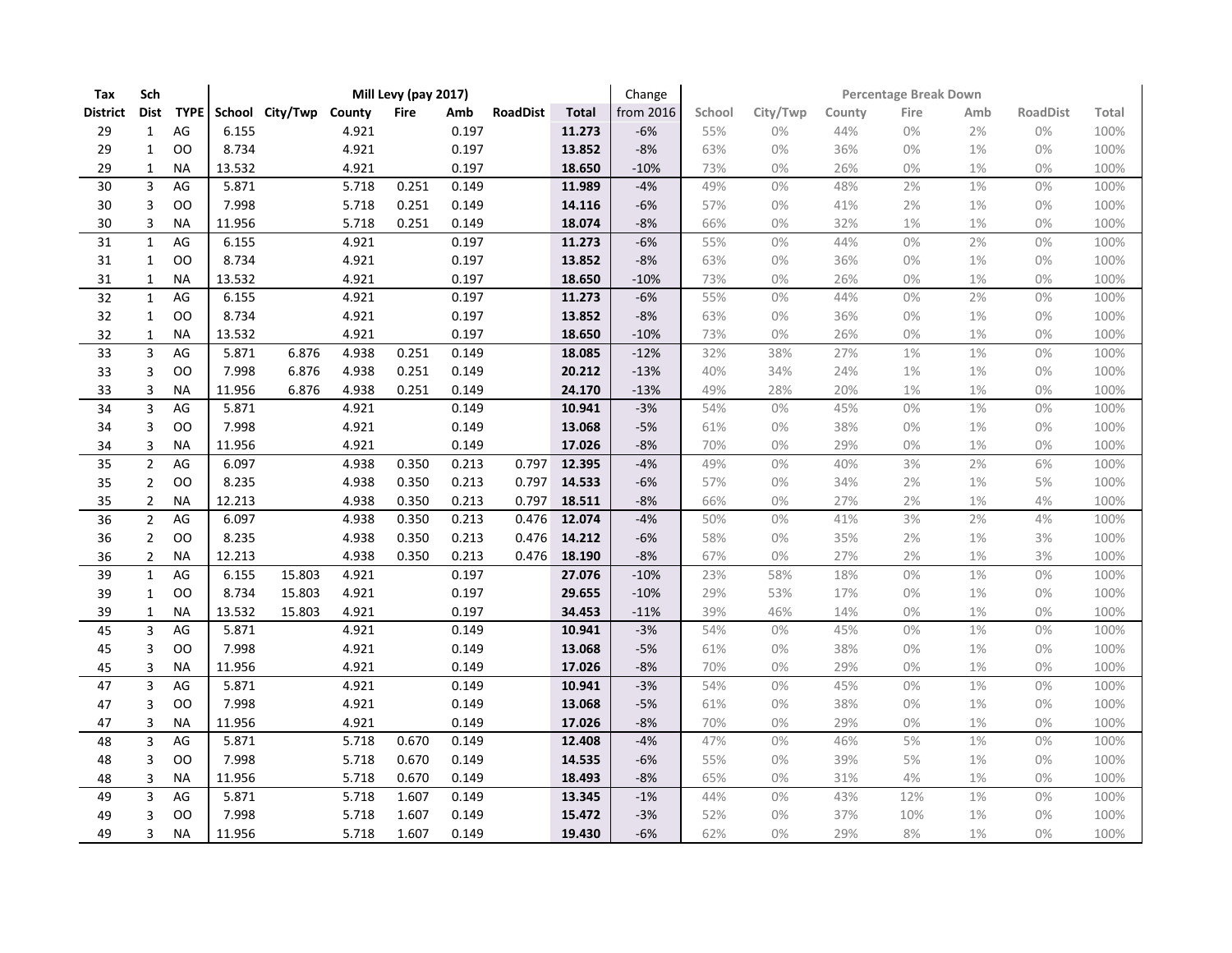| Tax | Sch | | Mill Levy (pay 2017) | | | | | | | Change | Percentage Break Down | | | | | | |
|---|---|---|---|---|---|---|---|---|---|---|---|---|---|---|---|---|---|
| District | Dist | TYPE | School | City/Twp | County | Fire | Amb | RoadDist | Total | from 2016 | School | City/Twp | County | Fire | Amb | RoadDist | Total |
| 29 | 1 | AG | 6.155 | | 4.921 | | 0.197 | | **11.273** | -6% | 55% | 0% | 44% | 0% | 2% | 0% | 100% |
| 29 | 1 | OO | 8.734 | | 4.921 | | 0.197 | | **13.852** | -8% | 63% | 0% | 36% | 0% | 1% | 0% | 100% |
| 29 | 1 | NA | 13.532 | | 4.921 | | 0.197 | | **18.650** | -10% | 73% | 0% | 26% | 0% | 1% | 0% | 100% |
| 30 | 3 | AG | 5.871 | | 5.718 | 0.251 | 0.149 | | **11.989** | -4% | 49% | 0% | 48% | 2% | 1% | 0% | 100% |
| 30 | 3 | OO | 7.998 | | 5.718 | 0.251 | 0.149 | | **14.116** | -6% | 57% | 0% | 41% | 2% | 1% | 0% | 100% |
| 30 | 3 | NA | 11.956 | | 5.718 | 0.251 | 0.149 | | **18.074** | -8% | 66% | 0% | 32% | 1% | 1% | 0% | 100% |
| 31 | 1 | AG | 6.155 | | 4.921 | | 0.197 | | **11.273** | -6% | 55% | 0% | 44% | 0% | 2% | 0% | 100% |
| 31 | 1 | OO | 8.734 | | 4.921 | | 0.197 | | **13.852** | -8% | 63% | 0% | 36% | 0% | 1% | 0% | 100% |
| 31 | 1 | NA | 13.532 | | 4.921 | | 0.197 | | **18.650** | -10% | 73% | 0% | 26% | 0% | 1% | 0% | 100% |
| 32 | 1 | AG | 6.155 | | 4.921 | | 0.197 | | **11.273** | -6% | 55% | 0% | 44% | 0% | 2% | 0% | 100% |
| 32 | 1 | OO | 8.734 | | 4.921 | | 0.197 | | **13.852** | -8% | 63% | 0% | 36% | 0% | 1% | 0% | 100% |
| 32 | 1 | NA | 13.532 | | 4.921 | | 0.197 | | **18.650** | -10% | 73% | 0% | 26% | 0% | 1% | 0% | 100% |
| 33 | 3 | AG | 5.871 | 6.876 | 4.938 | 0.251 | 0.149 | | **18.085** | -12% | 32% | 38% | 27% | 1% | 1% | 0% | 100% |
| 33 | 3 | OO | 7.998 | 6.876 | 4.938 | 0.251 | 0.149 | | **20.212** | -13% | 40% | 34% | 24% | 1% | 1% | 0% | 100% |
| 33 | 3 | NA | 11.956 | 6.876 | 4.938 | 0.251 | 0.149 | | **24.170** | -13% | 49% | 28% | 20% | 1% | 1% | 0% | 100% |
| 34 | 3 | AG | 5.871 | | 4.921 | | 0.149 | | **10.941** | -3% | 54% | 0% | 45% | 0% | 1% | 0% | 100% |
| 34 | 3 | OO | 7.998 | | 4.921 | | 0.149 | | **13.068** | -5% | 61% | 0% | 38% | 0% | 1% | 0% | 100% |
| 34 | 3 | NA | 11.956 | | 4.921 | | 0.149 | | **17.026** | -8% | 70% | 0% | 29% | 0% | 1% | 0% | 100% |
| 35 | 2 | AG | 6.097 | | 4.938 | 0.350 | 0.213 | 0.797 | **12.395** | -4% | 49% | 0% | 40% | 3% | 2% | 6% | 100% |
| 35 | 2 | OO | 8.235 | | 4.938 | 0.350 | 0.213 | 0.797 | **14.533** | -6% | 57% | 0% | 34% | 2% | 1% | 5% | 100% |
| 35 | 2 | NA | 12.213 | | 4.938 | 0.350 | 0.213 | 0.797 | **18.511** | -8% | 66% | 0% | 27% | 2% | 1% | 4% | 100% |
| 36 | 2 | AG | 6.097 | | 4.938 | 0.350 | 0.213 | 0.476 | **12.074** | -4% | 50% | 0% | 41% | 3% | 2% | 4% | 100% |
| 36 | 2 | OO | 8.235 | | 4.938 | 0.350 | 0.213 | 0.476 | **14.212** | -6% | 58% | 0% | 35% | 2% | 1% | 3% | 100% |
| 36 | 2 | NA | 12.213 | | 4.938 | 0.350 | 0.213 | 0.476 | **18.190** | -8% | 67% | 0% | 27% | 2% | 1% | 3% | 100% |
| 39 | 1 | AG | 6.155 | 15.803 | 4.921 | | 0.197 | | **27.076** | -10% | 23% | 58% | 18% | 0% | 1% | 0% | 100% |
| 39 | 1 | OO | 8.734 | 15.803 | 4.921 | | 0.197 | | **29.655** | -10% | 29% | 53% | 17% | 0% | 1% | 0% | 100% |
| 39 | 1 | NA | 13.532 | 15.803 | 4.921 | | 0.197 | | **34.453** | -11% | 39% | 46% | 14% | 0% | 1% | 0% | 100% |
| 45 | 3 | AG | 5.871 | | 4.921 | | 0.149 | | **10.941** | -3% | 54% | 0% | 45% | 0% | 1% | 0% | 100% |
| 45 | 3 | OO | 7.998 | | 4.921 | | 0.149 | | **13.068** | -5% | 61% | 0% | 38% | 0% | 1% | 0% | 100% |
| 45 | 3 | NA | 11.956 | | 4.921 | | 0.149 | | **17.026** | -8% | 70% | 0% | 29% | 0% | 1% | 0% | 100% |
| 47 | 3 | AG | 5.871 | | 4.921 | | 0.149 | | **10.941** | -3% | 54% | 0% | 45% | 0% | 1% | 0% | 100% |
| 47 | 3 | OO | 7.998 | | 4.921 | | 0.149 | | **13.068** | -5% | 61% | 0% | 38% | 0% | 1% | 0% | 100% |
| 47 | 3 | NA | 11.956 | | 4.921 | | 0.149 | | **17.026** | -8% | 70% | 0% | 29% | 0% | 1% | 0% | 100% |
| 48 | 3 | AG | 5.871 | | 5.718 | 0.670 | 0.149 | | **12.408** | -4% | 47% | 0% | 46% | 5% | 1% | 0% | 100% |
| 48 | 3 | OO | 7.998 | | 5.718 | 0.670 | 0.149 | | **14.535** | -6% | 55% | 0% | 39% | 5% | 1% | 0% | 100% |
| 48 | 3 | NA | 11.956 | | 5.718 | 0.670 | 0.149 | | **18.493** | -8% | 65% | 0% | 31% | 4% | 1% | 0% | 100% |
| 49 | 3 | AG | 5.871 | | 5.718 | 1.607 | 0.149 | | **13.345** | -1% | 44% | 0% | 43% | 12% | 1% | 0% | 100% |
| 49 | 3 | OO | 7.998 | | 5.718 | 1.607 | 0.149 | | **15.472** | -3% | 52% | 0% | 37% | 10% | 1% | 0% | 100% |
| 49 | 3 | NA | 11.956 | | 5.718 | 1.607 | 0.149 | | **19.430** | -6% | 62% | 0% | 29% | 8% | 1% | 0% | 100% |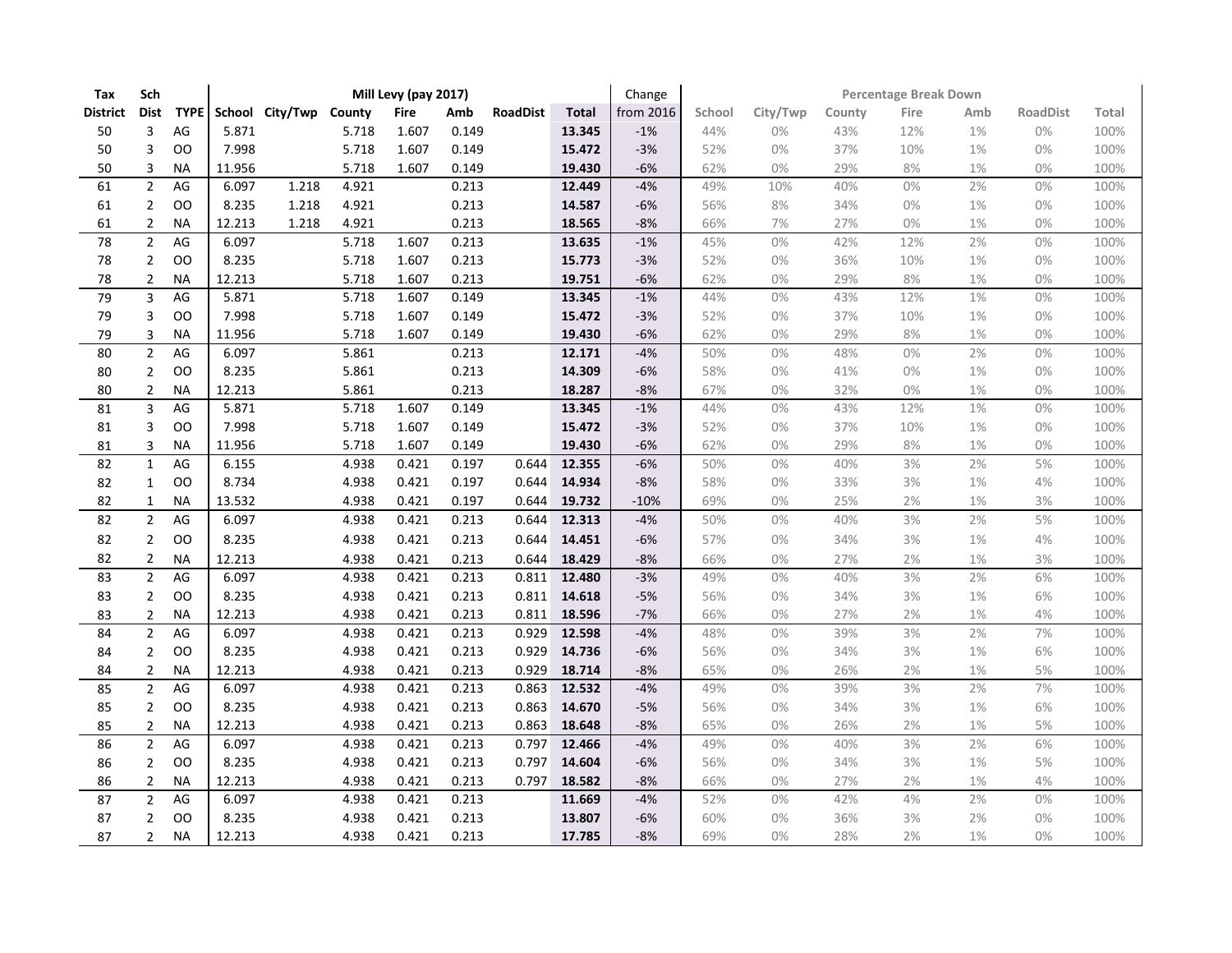| Tax | Sch | | Mill Levy (pay 2017) | | | | | | | Change | Percentage Break Down | | | | | | |
|---|---|---|---|---|---|---|---|---|---|---|---|---|---|---|---|---|---|
| District | Dist | TYPE | School | City/Twp | County | Fire | Amb | RoadDist | Total | from 2016 | School | City/Twp | County | Fire | Amb | RoadDist | Total |
| 50 | 3 | AG | 5.871 | | 5.718 | 1.607 | 0.149 | | **13.345** | -1% | 44% | 0% | 43% | 12% | 1% | 0% | 100% |
| 50 | 3 | OO | 7.998 | | 5.718 | 1.607 | 0.149 | | **15.472** | -3% | 52% | 0% | 37% | 10% | 1% | 0% | 100% |
| 50 | 3 | NA | 11.956 | | 5.718 | 1.607 | 0.149 | | **19.430** | -6% | 62% | 0% | 29% | 8% | 1% | 0% | 100% |
| 61 | 2 | AG | 6.097 | 1.218 | 4.921 | | 0.213 | | **12.449** | -4% | 49% | 10% | 40% | 0% | 2% | 0% | 100% |
| 61 | 2 | OO | 8.235 | 1.218 | 4.921 | | 0.213 | | **14.587** | -6% | 56% | 8% | 34% | 0% | 1% | 0% | 100% |
| 61 | 2 | NA | 12.213 | 1.218 | 4.921 | | 0.213 | | **18.565** | -8% | 66% | 7% | 27% | 0% | 1% | 0% | 100% |
| 78 | 2 | AG | 6.097 | | 5.718 | 1.607 | 0.213 | | **13.635** | -1% | 45% | 0% | 42% | 12% | 2% | 0% | 100% |
| 78 | 2 | OO | 8.235 | | 5.718 | 1.607 | 0.213 | | **15.773** | -3% | 52% | 0% | 36% | 10% | 1% | 0% | 100% |
| 78 | 2 | NA | 12.213 | | 5.718 | 1.607 | 0.213 | | **19.751** | -6% | 62% | 0% | 29% | 8% | 1% | 0% | 100% |
| 79 | 3 | AG | 5.871 | | 5.718 | 1.607 | 0.149 | | **13.345** | -1% | 44% | 0% | 43% | 12% | 1% | 0% | 100% |
| 79 | 3 | OO | 7.998 | | 5.718 | 1.607 | 0.149 | | **15.472** | -3% | 52% | 0% | 37% | 10% | 1% | 0% | 100% |
| 79 | 3 | NA | 11.956 | | 5.718 | 1.607 | 0.149 | | **19.430** | -6% | 62% | 0% | 29% | 8% | 1% | 0% | 100% |
| 80 | 2 | AG | 6.097 | | 5.861 | | 0.213 | | **12.171** | -4% | 50% | 0% | 48% | 0% | 2% | 0% | 100% |
| 80 | 2 | OO | 8.235 | | 5.861 | | 0.213 | | **14.309** | -6% | 58% | 0% | 41% | 0% | 1% | 0% | 100% |
| 80 | 2 | NA | 12.213 | | 5.861 | | 0.213 | | **18.287** | -8% | 67% | 0% | 32% | 0% | 1% | 0% | 100% |
| 81 | 3 | AG | 5.871 | | 5.718 | 1.607 | 0.149 | | **13.345** | -1% | 44% | 0% | 43% | 12% | 1% | 0% | 100% |
| 81 | 3 | OO | 7.998 | | 5.718 | 1.607 | 0.149 | | **15.472** | -3% | 52% | 0% | 37% | 10% | 1% | 0% | 100% |
| 81 | 3 | NA | 11.956 | | 5.718 | 1.607 | 0.149 | | **19.430** | -6% | 62% | 0% | 29% | 8% | 1% | 0% | 100% |
| 82 | 1 | AG | 6.155 | | 4.938 | 0.421 | 0.197 | 0.644 | **12.355** | -6% | 50% | 0% | 40% | 3% | 2% | 5% | 100% |
| 82 | 1 | OO | 8.734 | | 4.938 | 0.421 | 0.197 | 0.644 | **14.934** | -8% | 58% | 0% | 33% | 3% | 1% | 4% | 100% |
| 82 | 1 | NA | 13.532 | | 4.938 | 0.421 | 0.197 | 0.644 | **19.732** | -10% | 69% | 0% | 25% | 2% | 1% | 3% | 100% |
| 82 | 2 | AG | 6.097 | | 4.938 | 0.421 | 0.213 | 0.644 | **12.313** | -4% | 50% | 0% | 40% | 3% | 2% | 5% | 100% |
| 82 | 2 | OO | 8.235 | | 4.938 | 0.421 | 0.213 | 0.644 | **14.451** | -6% | 57% | 0% | 34% | 3% | 1% | 4% | 100% |
| 82 | 2 | NA | 12.213 | | 4.938 | 0.421 | 0.213 | 0.644 | **18.429** | -8% | 66% | 0% | 27% | 2% | 1% | 3% | 100% |
| 83 | 2 | AG | 6.097 | | 4.938 | 0.421 | 0.213 | 0.811 | **12.480** | -3% | 49% | 0% | 40% | 3% | 2% | 6% | 100% |
| 83 | 2 | OO | 8.235 | | 4.938 | 0.421 | 0.213 | 0.811 | **14.618** | -5% | 56% | 0% | 34% | 3% | 1% | 6% | 100% |
| 83 | 2 | NA | 12.213 | | 4.938 | 0.421 | 0.213 | 0.811 | **18.596** | -7% | 66% | 0% | 27% | 2% | 1% | 4% | 100% |
| 84 | 2 | AG | 6.097 | | 4.938 | 0.421 | 0.213 | 0.929 | **12.598** | -4% | 48% | 0% | 39% | 3% | 2% | 7% | 100% |
| 84 | 2 | OO | 8.235 | | 4.938 | 0.421 | 0.213 | 0.929 | **14.736** | -6% | 56% | 0% | 34% | 3% | 1% | 6% | 100% |
| 84 | 2 | NA | 12.213 | | 4.938 | 0.421 | 0.213 | 0.929 | **18.714** | -8% | 65% | 0% | 26% | 2% | 1% | 5% | 100% |
| 85 | 2 | AG | 6.097 | | 4.938 | 0.421 | 0.213 | 0.863 | **12.532** | -4% | 49% | 0% | 39% | 3% | 2% | 7% | 100% |
| 85 | 2 | OO | 8.235 | | 4.938 | 0.421 | 0.213 | 0.863 | **14.670** | -5% | 56% | 0% | 34% | 3% | 1% | 6% | 100% |
| 85 | 2 | NA | 12.213 | | 4.938 | 0.421 | 0.213 | 0.863 | **18.648** | -8% | 65% | 0% | 26% | 2% | 1% | 5% | 100% |
| 86 | 2 | AG | 6.097 | | 4.938 | 0.421 | 0.213 | 0.797 | **12.466** | -4% | 49% | 0% | 40% | 3% | 2% | 6% | 100% |
| 86 | 2 | OO | 8.235 | | 4.938 | 0.421 | 0.213 | 0.797 | **14.604** | -6% | 56% | 0% | 34% | 3% | 1% | 5% | 100% |
| 86 | 2 | NA | 12.213 | | 4.938 | 0.421 | 0.213 | 0.797 | **18.582** | -8% | 66% | 0% | 27% | 2% | 1% | 4% | 100% |
| 87 | 2 | AG | 6.097 | | 4.938 | 0.421 | 0.213 | | **11.669** | -4% | 52% | 0% | 42% | 4% | 2% | 0% | 100% |
| 87 | 2 | OO | 8.235 | | 4.938 | 0.421 | 0.213 | | **13.807** | -6% | 60% | 0% | 36% | 3% | 2% | 0% | 100% |
| 87 | 2 | NA | 12.213 | | 4.938 | 0.421 | 0.213 | | **17.785** | -8% | 69% | 0% | 28% | 2% | 1% | 0% | 100% |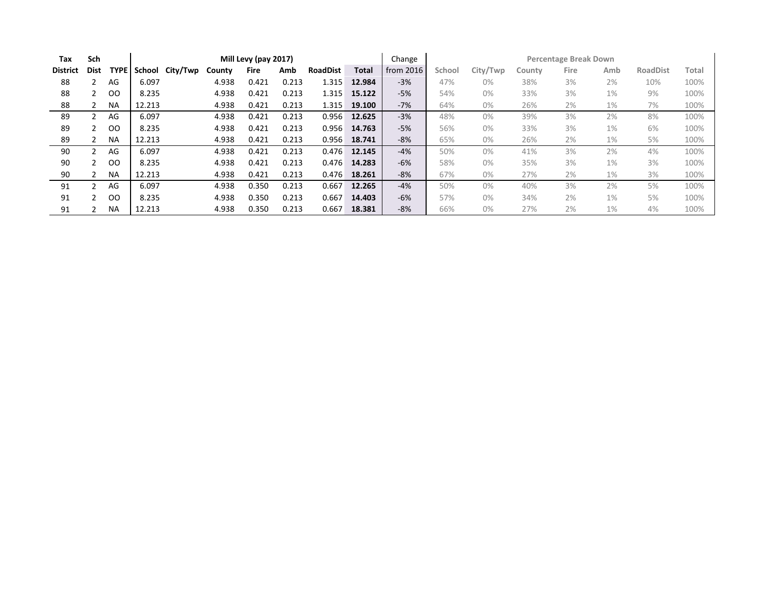| Tax | Sch | | Mill Levy (pay 2017) | | | | | | | Change | Percentage Break Down | | | | | | |
|---|---|---|---|---|---|---|---|---|---|---|---|---|---|---|---|---|---|
| District | Dist | TYPE | School | City/Twp | County | Fire | Amb | RoadDist | Total | from 2016 | School | City/Twp | County | Fire | Amb | RoadDist | Total |
| 88 | 2 | AG | 6.097 | | 4.938 | 0.421 | 0.213 | 1.315 | **12.984** | -3% | 47% | 0% | 38% | 3% | 2% | 10% | 100% |
| 88 | 2 | OO | 8.235 | | 4.938 | 0.421 | 0.213 | 1.315 | **15.122** | -5% | 54% | 0% | 33% | 3% | 1% | 9% | 100% |
| 88 | 2 | NA | 12.213 | | 4.938 | 0.421 | 0.213 | 1.315 | **19.100** | -7% | 64% | 0% | 26% | 2% | 1% | 7% | 100% |
| 89 | 2 | AG | 6.097 | | 4.938 | 0.421 | 0.213 | 0.956 | **12.625** | -3% | 48% | 0% | 39% | 3% | 2% | 8% | 100% |
| 89 | 2 | OO | 8.235 | | 4.938 | 0.421 | 0.213 | 0.956 | **14.763** | -5% | 56% | 0% | 33% | 3% | 1% | 6% | 100% |
| 89 | 2 | NA | 12.213 | | 4.938 | 0.421 | 0.213 | 0.956 | **18.741** | -8% | 65% | 0% | 26% | 2% | 1% | 5% | 100% |
| 90 | 2 | AG | 6.097 | | 4.938 | 0.421 | 0.213 | 0.476 | **12.145** | -4% | 50% | 0% | 41% | 3% | 2% | 4% | 100% |
| 90 | 2 | OO | 8.235 | | 4.938 | 0.421 | 0.213 | 0.476 | **14.283** | -6% | 58% | 0% | 35% | 3% | 1% | 3% | 100% |
| 90 | 2 | NA | 12.213 | | 4.938 | 0.421 | 0.213 | 0.476 | **18.261** | -8% | 67% | 0% | 27% | 2% | 1% | 3% | 100% |
| 91 | 2 | AG | 6.097 | | 4.938 | 0.350 | 0.213 | 0.667 | **12.265** | -4% | 50% | 0% | 40% | 3% | 2% | 5% | 100% |
| 91 | 2 | OO | 8.235 | | 4.938 | 0.350 | 0.213 | 0.667 | **14.403** | -6% | 57% | 0% | 34% | 2% | 1% | 5% | 100% |
| 91 | 2 | NA | 12.213 | | 4.938 | 0.350 | 0.213 | 0.667 | **18.381** | -8% | 66% | 0% | 27% | 2% | 1% | 4% | 100% |